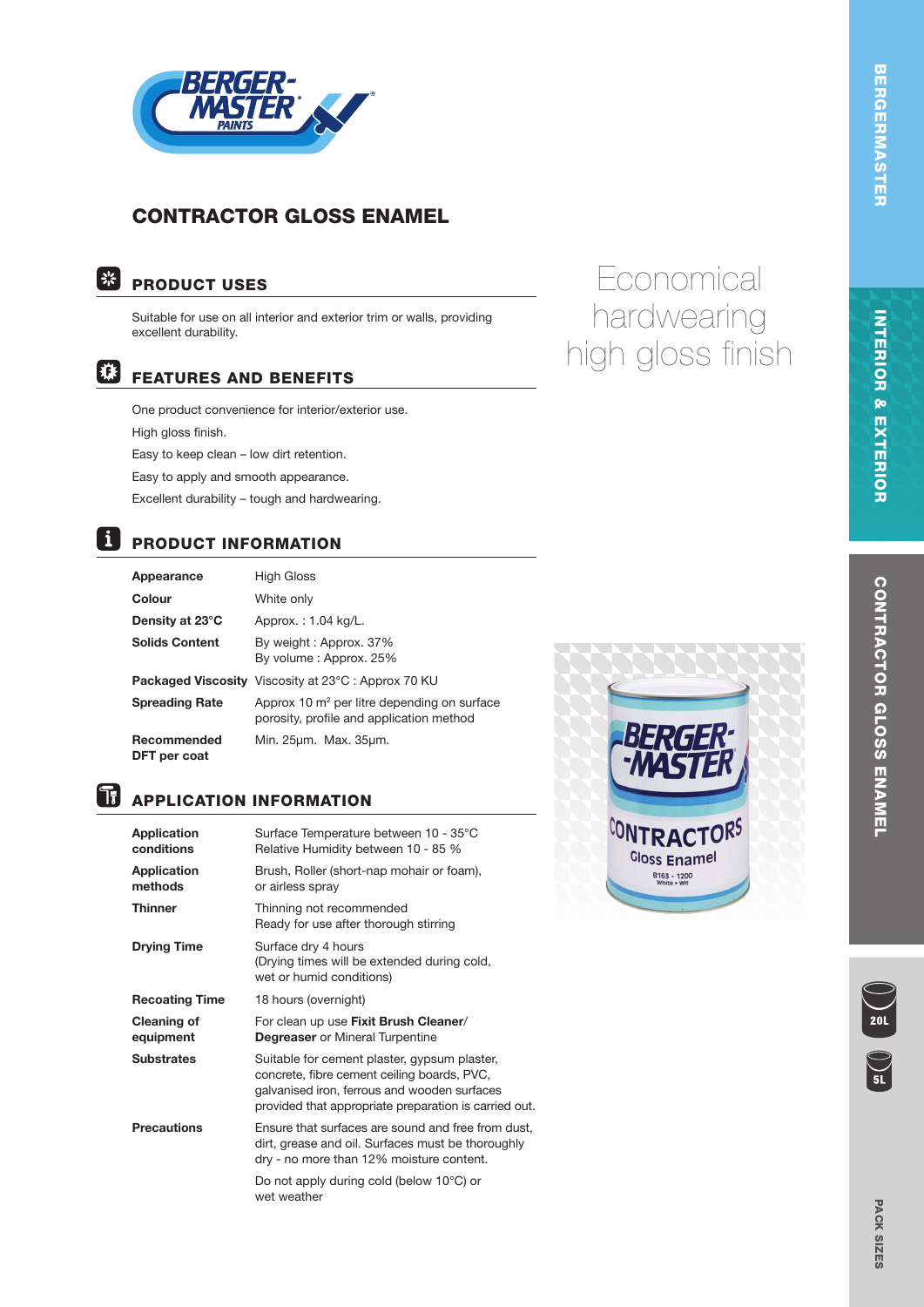# CONTRACTOR GLOSS ENAMEL

Economical hardwearing high gloss finish

## PRODUCT USES

Suitable for use on all interior and exterior trim or walls, providing excellent durability.

## FEATURES AND BENEFITS

One product convenience for interior/exterior use.

High gloss finish.

Easy to keep clean – low dirt retention.

Easy to apply and smooth appearance.

Excellent durability – tough and hardwearing.

## PRODUCT INFORMATION

| | |
|---|---|
| **Appearance** | High Gloss |
| **Colour** | White only |
| **Density at 23°C** | Approx. : 1.04 kg/L. |
| **Solids Content** | By weight : Approx. 37%<br>By volume : Approx. 25% |
| **Packaged Viscosity** | Viscosity at 23°C : Approx 70 KU |
| **Spreading Rate** | Approx 10 m² per litre depending on surface porosity, profile and application method |
| **Recommended DFT per coat** | Min. 25µm. Max. 35µm. |

## APPLICATION INFORMATION

| | |
|---|---|
| **Application conditions** | Surface Temperature between 10 - 35°C<br>Relative Humidity between 10 - 85 % |
| **Application methods** | Brush, Roller (short-nap mohair or foam), or airless spray |
| **Thinner** | Thinning not recommended<br>Ready for use after thorough stirring |
| **Drying Time** | Surface dry 4 hours<br>(Drying times will be extended during cold, wet or humid conditions) |
| **Recoating Time** | 18 hours (overnight) |
| **Cleaning of equipment** | For clean up use **Fixit Brush Cleaner/ Degreaser** or Mineral Turpentine |
| **Substrates** | Suitable for cement plaster, gypsum plaster, concrete, fibre cement ceiling boards, PVC, galvanised iron, ferrous and wooden surfaces provided that appropriate preparation is carried out. |
| **Precautions** | Ensure that surfaces are sound and free from dust, dirt, grease and oil. Surfaces must be thoroughly dry - no more than 12% moisture content.<br>Do not apply during cold (below 10°C) or wet weather |

BERGERMASTER | INTERIOR & EXTERIOR | CONTRACTOR GLOSS ENAMEL

PACK SIZES: 20L, 5L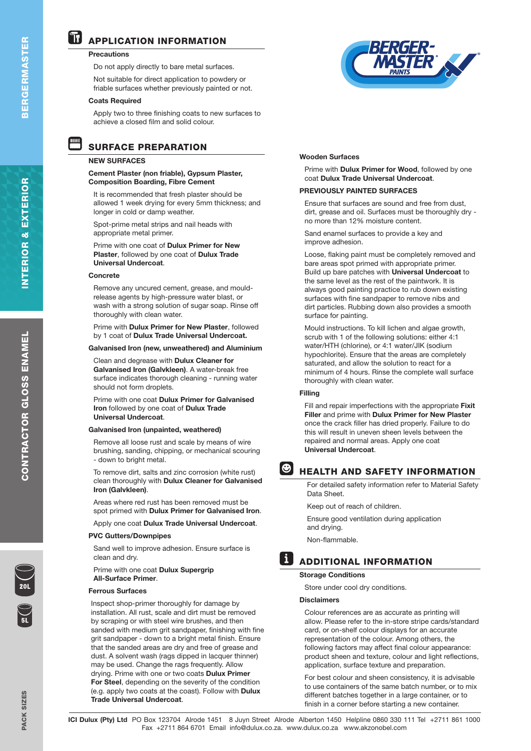## APPLICATION INFORMATION

### Precautions

Do not apply directly to bare metal surfaces.

Not suitable for direct application to powdery or friable surfaces whether previously painted or not.

### Coats Required

Apply two to three finishing coats to new surfaces to achieve a closed film and solid colour.

## SURFACE PREPARATION

### NEW SURFACES

**Cement Plaster (non friable), Gypsum Plaster, Composition Boarding, Fibre Cement**

It is recommended that fresh plaster should be allowed 1 week drying for every 5mm thickness; and longer in cold or damp weather.

Spot-prime metal strips and nail heads with appropriate metal primer.

Prime with one coat of **Dulux Primer for New Plaster**, followed by one coat of **Dulux Trade Universal Undercoat**.

**Concrete**

Remove any uncured cement, grease, and mould-release agents by high-pressure water blast, or wash with a strong solution of sugar soap. Rinse off thoroughly with clean water.

Prime with **Dulux Primer for New Plaster**, followed by 1 coat of **Dulux Trade Universal Undercoat.**

**Galvanised Iron (new, unweathered) and Aluminium**

Clean and degrease with **Dulux Cleaner for Galvanised Iron (Galvkleen)**. A water-break free surface indicates thorough cleaning - running water should not form droplets.

Prime with one coat **Dulux Primer for Galvanised Iron** followed by one coat of **Dulux Trade Universal Undercoat**.

**Galvanised Iron (unpainted, weathered)**

Remove all loose rust and scale by means of wire brushing, sanding, chipping, or mechanical scouring - down to bright metal.

To remove dirt, salts and zinc corrosion (white rust) clean thoroughly with **Dulux Cleaner for Galvanised Iron (Galvkleen)**.

Areas where red rust has been removed must be spot primed with **Dulux Primer for Galvanised Iron**.

Apply one coat **Dulux Trade Universal Undercoat**.

**PVC Gutters/Downpipes**

Sand well to improve adhesion. Ensure surface is clean and dry.

Prime with one coat **Dulux Supergrip All-Surface Primer**.

**Ferrous Surfaces**

Inspect shop-primer thoroughly for damage by installation. All rust, scale and dirt must be removed by scraping or with steel wire brushes, and then sanded with medium grit sandpaper, finishing with fine grit sandpaper - down to a bright metal finish. Ensure that the sanded areas are dry and free of grease and dust. A solvent wash (rags dipped in lacquer thinner) may be used. Change the rags frequently. Allow drying. Prime with one or two coats **Dulux Primer For Steel**, depending on the severity of the condition (e.g. apply two coats at the coast). Follow with **Dulux Trade Universal Undercoat**.

**Wooden Surfaces**

Prime with **Dulux Primer for Wood**, followed by one coat **Dulux Trade Universal Undercoat**.

### PREVIOUSLY PAINTED SURFACES

Ensure that surfaces are sound and free from dust, dirt, grease and oil. Surfaces must be thoroughly dry - no more than 12% moisture content.

Sand enamel surfaces to provide a key and improve adhesion.

Loose, flaking paint must be completely removed and bare areas spot primed with appropriate primer. Build up bare patches with **Universal Undercoat** to the same level as the rest of the paintwork. It is always good painting practice to rub down existing surfaces with fine sandpaper to remove nibs and dirt particles. Rubbing down also provides a smooth surface for painting.

Mould instructions. To kill lichen and algae growth, scrub with 1 of the following solutions: either 4:1 water/HTH (chlorine), or 4:1 water/JIK (sodium hypochlorite). Ensure that the areas are completely saturated, and allow the solution to react for a minimum of 4 hours. Rinse the complete wall surface thoroughly with clean water.

**Filling**

Fill and repair imperfections with the appropriate **Fixit Filler** and prime with **Dulux Primer for New Plaster** once the crack filler has dried properly. Failure to do this will result in uneven sheen levels between the repaired and normal areas. Apply one coat **Universal Undercoat**.

## HEALTH AND SAFETY INFORMATION

For detailed safety information refer to Material Safety Data Sheet.

Keep out of reach of children.

Ensure good ventilation during application and drying.

Non-flammable.

## ADDITIONAL INFORMATION

### Storage Conditions

Store under cool dry conditions.

### Disclaimers

Colour references are as accurate as printing will allow. Please refer to the in-store stripe cards/standard card, or on-shelf colour displays for an accurate representation of the colour. Among others, the following factors may affect final colour appearance: product sheen and texture, colour and light reflections, application, surface texture and preparation.

For best colour and sheen consistency, it is advisable to use containers of the same batch number, or to mix different batches together in a large container, or to finish in a corner before starting a new container.

BERGERMASTER

INTERIOR & EXTERIOR

CONTRACTOR GLOSS ENAMEL

PACK SIZES: 20L, 5L

**ICI Dulux (Pty) Ltd** PO Box 123704 Alrode 1451 8 Juyn Street Alrode Alberton 1450 Helpline 0860 330 111 Tel +2711 861 1000 Fax +2711 864 6701 Email info@dulux.co.za. www.dulux.co.za www.akzonobel.com